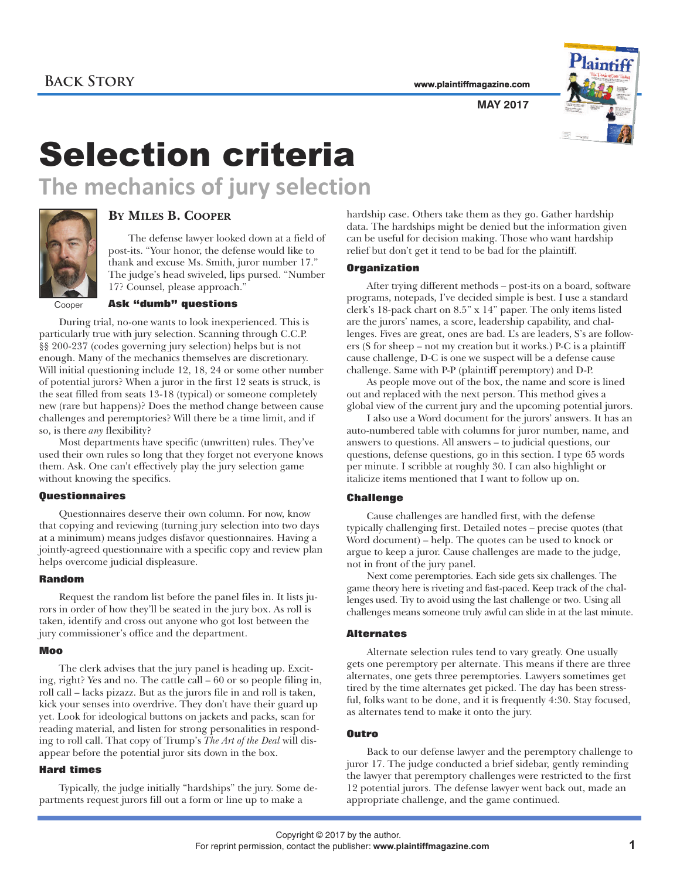# Selection criteria

## The mechanics of jury selection

**By Miles B. Cooper**

Cooper

The defense lawyer looked down at a field of post-its. "Your honor, the defense would like to thank and excuse Ms. Smith, juror number 17." The judge's head swiveled, lips pursed. "Number 17? Counsel, please approach."

### Ask "dumb" questions

During trial, no-one wants to look inexperienced. This is particularly true with jury selection. Scanning through C.C.P. §§ 200-237 (codes governing jury selection) helps but is not enough. Many of the mechanics themselves are discretionary. Will initial questioning include 12, 18, 24 or some other number of potential jurors? When a juror in the first 12 seats is struck, is the seat filled from seats 13-18 (typical) or someone completely new (rare but happens)? Does the method change between cause challenges and peremptories? Will there be a time limit, and if so, is there *any* flexibility?

Most departments have specific (unwritten) rules. They've used their own rules so long that they forget not everyone knows them. Ask. One can't effectively play the jury selection game without knowing the specifics.

### Questionnaires

Questionnaires deserve their own column. For now, know that copying and reviewing (turning jury selection into two days at a minimum) means judges disfavor questionnaires. Having a jointly-agreed questionnaire with a specific copy and review plan helps overcome judicial displeasure.

### Random

Request the random list before the panel files in. It lists jurors in order of how they'll be seated in the jury box. As roll is taken, identify and cross out anyone who got lost between the jury commissioner's office and the department.

### Moo

The clerk advises that the jury panel is heading up. Exciting, right? Yes and no. The cattle call – 60 or so people filing in, roll call – lacks pizazz. But as the jurors file in and roll is taken, kick your senses into overdrive. They don't have their guard up yet. Look for ideological buttons on jackets and packs, scan for reading material, and listen for strong personalities in responding to roll call. That copy of Trump's *The Art of the Deal* will disappear before the potential juror sits down in the box.

### Hard times

Typically, the judge initially "hardships" the jury. Some departments request jurors fill out a form or line up to make a hardship case. Others take them as they go. Gather hardship data. The hardships might be denied but the information given can be useful for decision making. Those who want hardship relief but don't get it tend to be bad for the plaintiff.

### Organization

After trying different methods – post-its on a board, software programs, notepads, I've decided simple is best. I use a standard clerk's 18-pack chart on 8.5" x 14" paper. The only items listed are the jurors' names, a score, leadership capability, and challenges. Fives are great, ones are bad. L's are leaders, S's are followers (S for sheep – not my creation but it works.) P-C is a plaintiff cause challenge, D-C is one we suspect will be a defense cause challenge. Same with P-P (plaintiff peremptory) and D-P.

As people move out of the box, the name and score is lined out and replaced with the next person. This method gives a global view of the current jury and the upcoming potential jurors.

I also use a Word document for the jurors' answers. It has an auto-numbered table with columns for juror number, name, and answers to questions. All answers – to judicial questions, our questions, defense questions, go in this section. I type 65 words per minute. I scribble at roughly 30. I can also highlight or italicize items mentioned that I want to follow up on.

### Challenge

Cause challenges are handled first, with the defense typically challenging first. Detailed notes – precise quotes (that Word document) – help. The quotes can be used to knock or argue to keep a juror. Cause challenges are made to the judge, not in front of the jury panel.

Next come peremptories. Each side gets six challenges. The game theory here is riveting and fast-paced. Keep track of the challenges used. Try to avoid using the last challenge or two. Using all challenges means someone truly awful can slide in at the last minute.

### Alternates

Alternate selection rules tend to vary greatly. One usually gets one peremptory per alternate. This means if there are three alternates, one gets three peremptories. Lawyers sometimes get tired by the time alternates get picked. The day has been stressful, folks want to be done, and it is frequently 4:30. Stay focused, as alternates tend to make it onto the jury.

### Outro

Back to our defense lawyer and the peremptory challenge to juror 17. The judge conducted a brief sidebar, gently reminding the lawyer that peremptory challenges were restricted to the first 12 potential jurors. The defense lawyer went back out, made an appropriate challenge, and the game continued.

Copyright © 2017 by the author.
For reprint permission, contact the publisher: **www.plaintiffmagazine.com**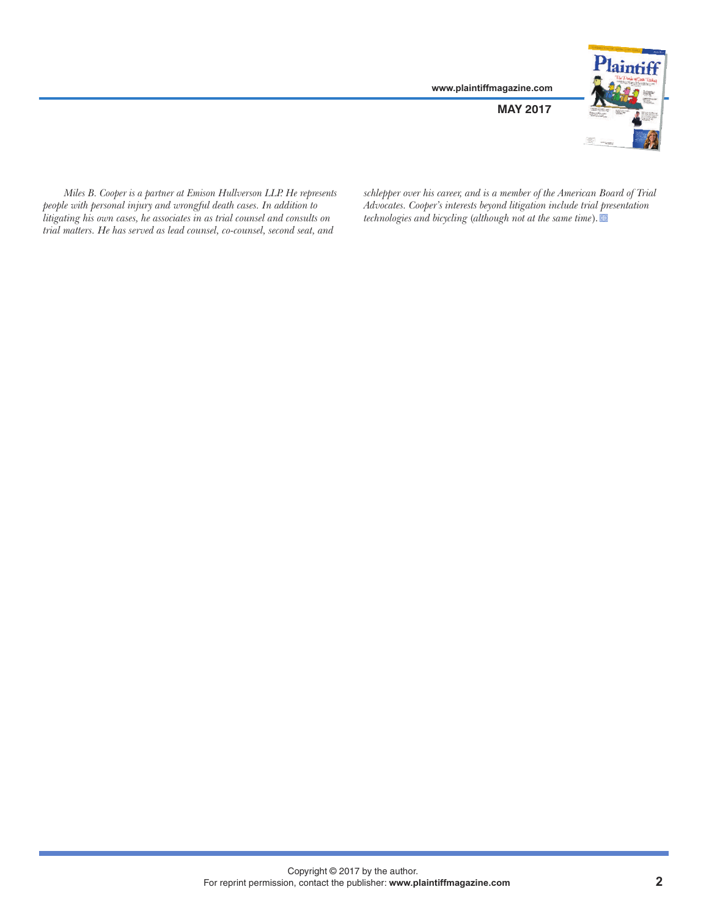*Miles B. Cooper is a partner at Emison Hullverson LLP. He represents people with personal injury and wrongful death cases. In addition to litigating his own cases, he associates in as trial counsel and consults on trial matters. He has served as lead counsel, co-counsel, second seat, and schlepper over his career, and is a member of the American Board of Trial Advocates. Cooper's interests beyond litigation include trial presentation technologies and bicycling (although not at the same time).*

Copyright © 2017 by the author.
For reprint permission, contact the publisher: **www.plaintiffmagazine.com**